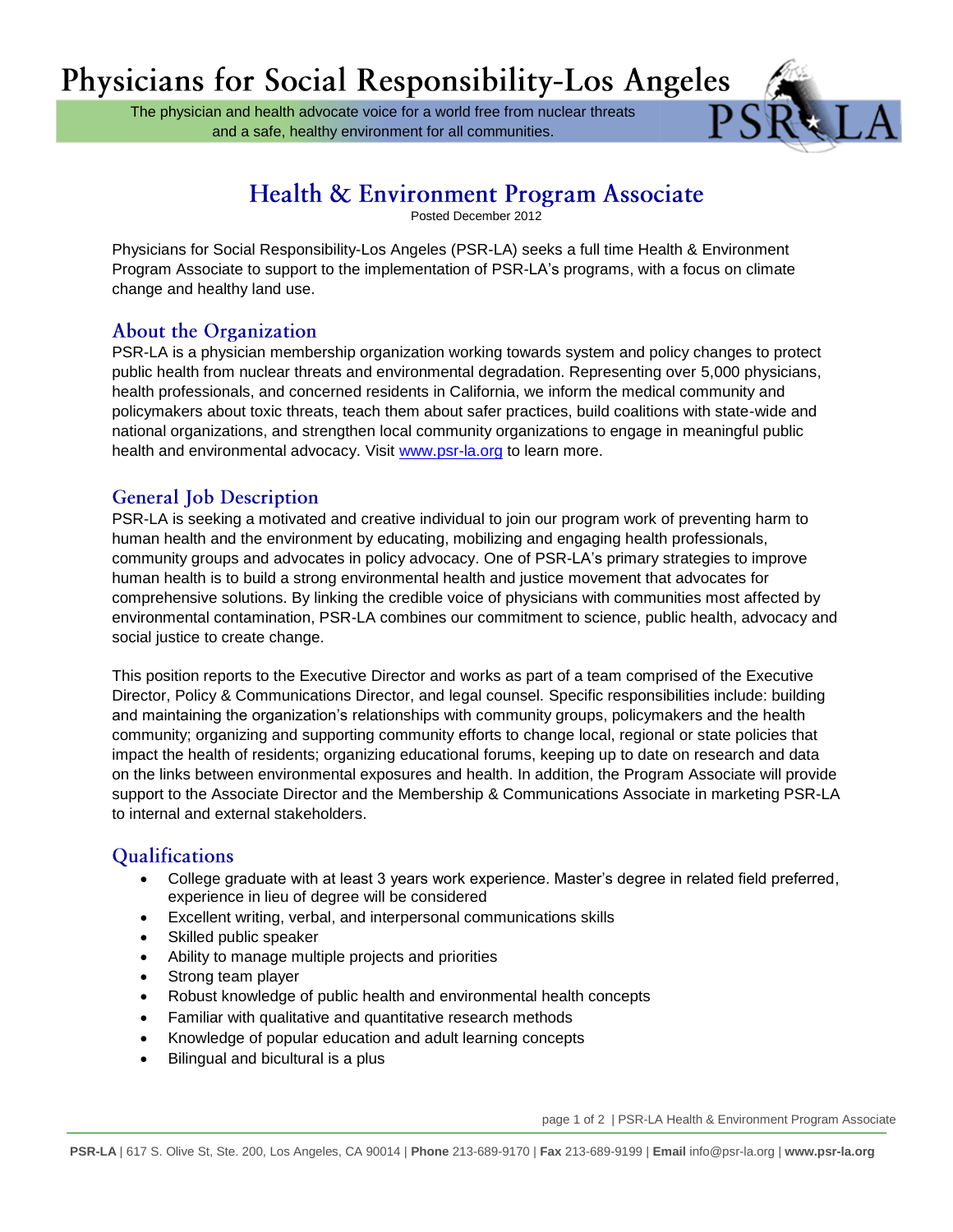# Physicians for Social Responsibility-Los Angeles

The physician and health advocate voice for a world free from nuclear threats and a safe, healthy environment for all communities.

PSR LA

## Health & Environment Program Associate

Posted December 2012

Physicians for Social Responsibility-Los Angeles (PSR-LA) seeks a full time Health & Environment Program Associate to support to the implementation of PSR-LA's programs, with a focus on climate change and healthy land use.

### About the Organization

PSR-LA is a physician membership organization working towards system and policy changes to protect public health from nuclear threats and environmental degradation. Representing over 5,000 physicians, health professionals, and concerned residents in California, we inform the medical community and policymakers about toxic threats, teach them about safer practices, build coalitions with state-wide and national organizations, and strengthen local community organizations to engage in meaningful public health and environmental advocacy. Visit www.psr-la.org to learn more.

### General Job Description

PSR-LA is seeking a motivated and creative individual to join our program work of preventing harm to human health and the environment by educating, mobilizing and engaging health professionals, community groups and advocates in policy advocacy. One of PSR-LA's primary strategies to improve human health is to build a strong environmental health and justice movement that advocates for comprehensive solutions. By linking the credible voice of physicians with communities most affected by environmental contamination, PSR-LA combines our commitment to science, public health, advocacy and social justice to create change.

This position reports to the Executive Director and works as part of a team comprised of the Executive Director, Policy & Communications Director, and legal counsel. Specific responsibilities include: building and maintaining the organization's relationships with community groups, policymakers and the health community; organizing and supporting community efforts to change local, regional or state policies that impact the health of residents; organizing educational forums, keeping up to date on research and data on the links between environmental exposures and health. In addition, the Program Associate will provide support to the Associate Director and the Membership & Communications Associate in marketing PSR-LA to internal and external stakeholders.

### Qualifications

- College graduate with at least 3 years work experience. Master's degree in related field preferred, experience in lieu of degree will be considered
- Excellent writing, verbal, and interpersonal communications skills
- Skilled public speaker
- Ability to manage multiple projects and priorities
- Strong team player
- Robust knowledge of public health and environmental health concepts
- Familiar with qualitative and quantitative research methods
- Knowledge of popular education and adult learning concepts
- Bilingual and bicultural is a plus

**PSR-LA** | 617 S. Olive St, Ste. 200, Los Angeles, CA 90014 | **Phone** 213-689-9170 | **Fax** 213-689-9199 | **Email** info@psr-la.org | **www.psr-la.org**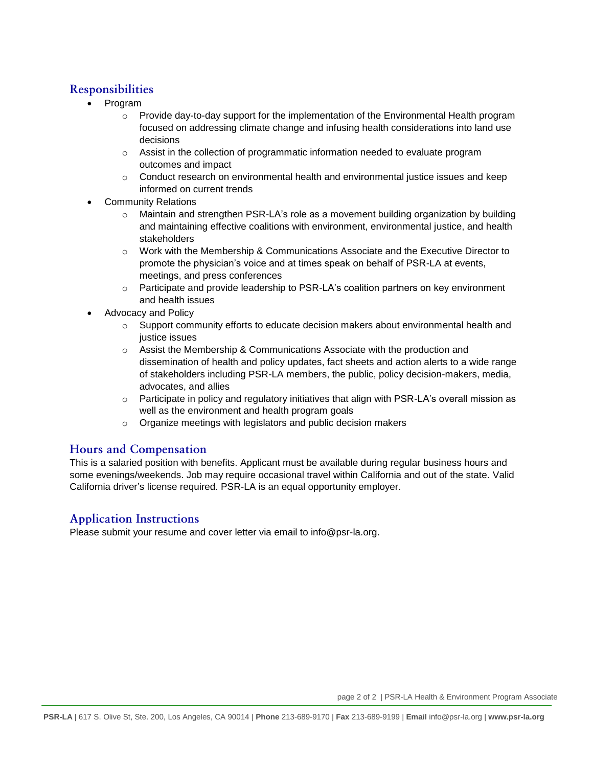## Responsibilities

- Program
  - Provide day-to-day support for the implementation of the Environmental Health program focused on addressing climate change and infusing health considerations into land use decisions
  - Assist in the collection of programmatic information needed to evaluate program outcomes and impact
  - Conduct research on environmental health and environmental justice issues and keep informed on current trends
- Community Relations
  - Maintain and strengthen PSR-LA's role as a movement building organization by building and maintaining effective coalitions with environment, environmental justice, and health stakeholders
  - Work with the Membership & Communications Associate and the Executive Director to promote the physician's voice and at times speak on behalf of PSR-LA at events, meetings, and press conferences
  - Participate and provide leadership to PSR-LA's coalition partners on key environment and health issues
- Advocacy and Policy
  - Support community efforts to educate decision makers about environmental health and justice issues
  - Assist the Membership & Communications Associate with the production and dissemination of health and policy updates, fact sheets and action alerts to a wide range of stakeholders including PSR-LA members, the public, policy decision-makers, media, advocates, and allies
  - Participate in policy and regulatory initiatives that align with PSR-LA's overall mission as well as the environment and health program goals
  - Organize meetings with legislators and public decision makers

## Hours and Compensation

This is a salaried position with benefits. Applicant must be available during regular business hours and some evenings/weekends. Job may require occasional travel within California and out of the state. Valid California driver's license required. PSR-LA is an equal opportunity employer.

## Application Instructions

Please submit your resume and cover letter via email to info@psr-la.org.